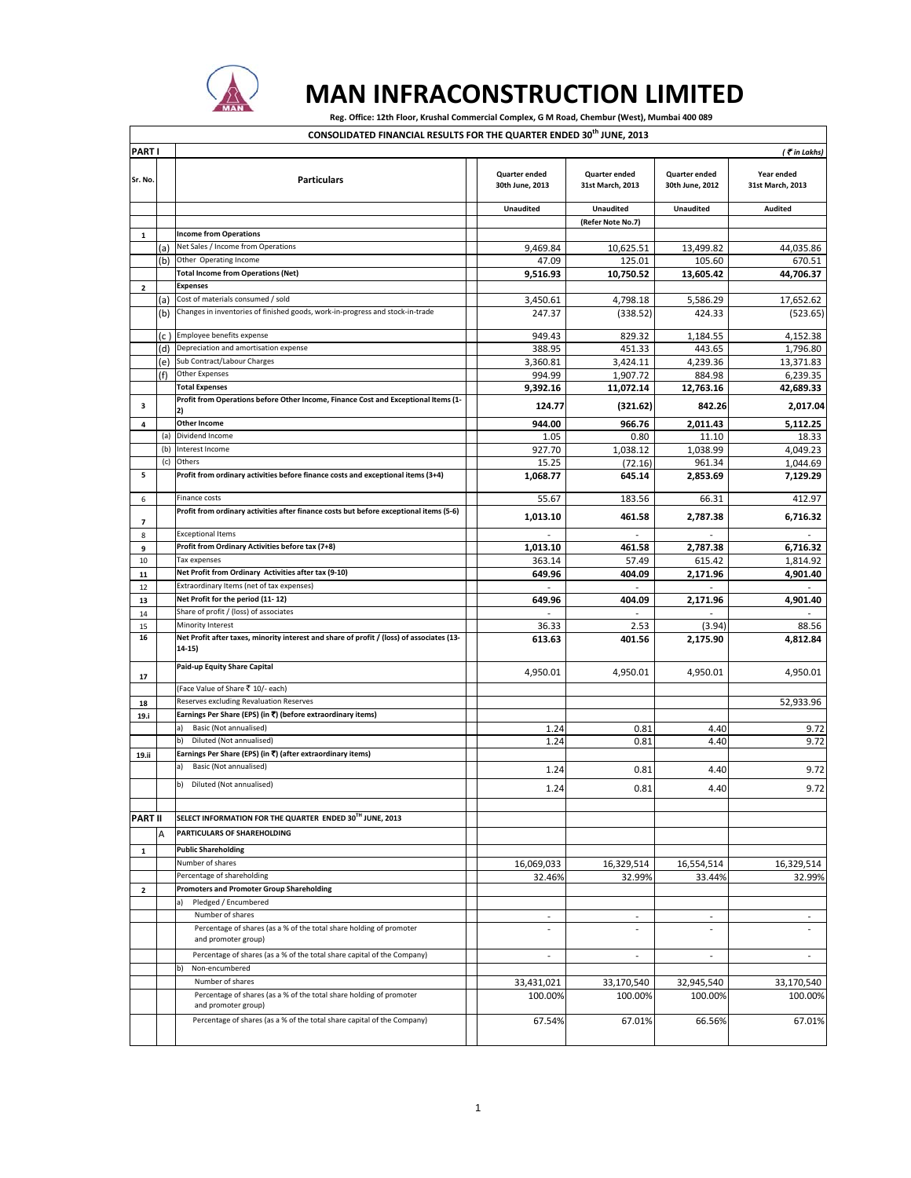# MAN INFRACONSTRUCTION LIMITED

**Reg. Office: 12th Floor, Krushal Commercial Complex, G M Road, Chembur (West), Mumbai 400 089**

**CONSOLIDATED FINANCIAL RESULTS FOR THE QUARTER ENDED 30th JUNE, 2013**

| PART I | | | | | | *(₹ in Lakhs)* |
|---|---|---|---|---|---|---|
| **Sr. No.** | | **Particulars** | **Quarter ended 30th June, 2013** | **Quarter ended 31st March, 2013** | **Quarter ended 30th June, 2012** | **Year ended 31st March, 2013** |
| | | | **Unaudited** | **Unaudited** | **Unaudited** | **Audited** |
| | | | | **(Refer Note No.7)** | | |
| **1** | | **Income from Operations** | | | | |
| | (a) | Net Sales / Income from Operations | 9,469.84 | 10,625.51 | 13,499.82 | 44,035.86 |
| | (b) | Other Operating Income | 47.09 | 125.01 | 105.60 | 670.51 |
| | | **Total Income from Operations (Net)** | **9,516.93** | **10,750.52** | **13,605.42** | **44,706.37** |
| **2** | | **Expenses** | | | | |
| | (a) | Cost of materials consumed / sold | 3,450.61 | 4,798.18 | 5,586.29 | 17,652.62 |
| | (b) | Changes in inventories of finished goods, work-in-progress and stock-in-trade | 247.37 | (338.52) | 424.33 | (523.65) |
| | (c) | Employee benefits expense | 949.43 | 829.32 | 1,184.55 | 4,152.38 |
| | (d) | Depreciation and amortisation expense | 388.95 | 451.33 | 443.65 | 1,796.80 |
| | (e) | Sub Contract/Labour Charges | 3,360.81 | 3,424.11 | 4,239.36 | 13,371.83 |
| | (f) | Other Expenses | 994.99 | 1,907.72 | 884.98 | 6,239.35 |
| | | **Total Expenses** | **9,392.16** | **11,072.14** | **12,763.16** | **42,689.33** |
| **3** | | **Profit from Operations before Other Income, Finance Cost and Exceptional Items (1-2)** | **124.77** | **(321.62)** | **842.26** | **2,017.04** |
| **4** | | **Other Income** | **944.00** | **966.76** | **2,011.43** | **5,112.25** |
| | (a) | Dividend Income | 1.05 | 0.80 | 11.10 | 18.33 |
| | (b) | Interest Income | 927.70 | 1,038.12 | 1,038.99 | 4,049.23 |
| | (c) | Others | 15.25 | (72.16) | 961.34 | 1,044.69 |
| **5** | | **Profit from ordinary activities before finance costs and exceptional items (3+4)** | **1,068.77** | **645.14** | **2,853.69** | **7,129.29** |
| 6 | | Finance costs | 55.67 | 183.56 | 66.31 | 412.97 |
| **7** | | **Profit from ordinary activities after finance costs but before exceptional items (5-6)** | **1,013.10** | **461.58** | **2,787.38** | **6,716.32** |
| 8 | | Exceptional Items | - | - | - | - |
| **9** | | **Profit from Ordinary Activities before tax (7+8)** | **1,013.10** | **461.58** | **2,787.38** | **6,716.32** |
| 10 | | Tax expenses | 363.14 | 57.49 | 615.42 | 1,814.92 |
| **11** | | **Net Profit from Ordinary Activities after tax (9-10)** | **649.96** | **404.09** | **2,171.96** | **4,901.40** |
| 12 | | Extraordinary Items (net of tax expenses) | - | - | - | - |
| **13** | | **Net Profit for the period (11- 12)** | **649.96** | **404.09** | **2,171.96** | **4,901.40** |
| 14 | | Share of profit / (loss) of associates | - | - | - | - |
| 15 | | Minority Interest | 36.33 | 2.53 | (3.94) | 88.56 |
| **16** | | **Net Profit after taxes, minority interest and share of profit / (loss) of associates (13-14-15)** | **613.63** | **401.56** | **2,175.90** | **4,812.84** |
| **17** | | **Paid-up Equity Share Capital** | 4,950.01 | 4,950.01 | 4,950.01 | 4,950.01 |
| | | (Face Value of Share ₹ 10/- each) | | | | |
| **18** | | Reserves excluding Revaluation Reserves | | | | 52,933.96 |
| **19.i** | | **Earnings Per Share (EPS) (in ₹) (before extraordinary items)** | | | | |
| | | a) Basic (Not annualised) | 1.24 | 0.81 | 4.40 | 9.72 |
| | | b) Diluted (Not annualised) | 1.24 | 0.81 | 4.40 | 9.72 |
| **19.ii** | | **Earnings Per Share (EPS) (in ₹) (after extraordinary items)** | | | | |
| | | a) Basic (Not annualised) | 1.24 | 0.81 | 4.40 | 9.72 |
| | | b) Diluted (Not annualised) | 1.24 | 0.81 | 4.40 | 9.72 |
| **PART II** | | **SELECT INFORMATION FOR THE QUARTER ENDED 30TH JUNE, 2013** | | | | |
| | A | **PARTICULARS OF SHAREHOLDING** | | | | |
| **1** | | **Public Shareholding** | | | | |
| | | Number of shares | 16,069,033 | 16,329,514 | 16,554,514 | 16,329,514 |
| | | Percentage of shareholding | 32.46% | 32.99% | 33.44% | 32.99% |
| **2** | | **Promoters and Promoter Group Shareholding** | | | | |
| | | a) Pledged / Encumbered | | | | |
| | | Number of shares | - | - | - | - |
| | | Percentage of shares (as a % of the total share holding of promoter and promoter group) | - | - | - | - |
| | | Percentage of shares (as a % of the total share capital of the Company) | - | - | - | - |
| | | b) Non-encumbered | | | | |
| | | Number of shares | 33,431,021 | 33,170,540 | 32,945,540 | 33,170,540 |
| | | Percentage of shares (as a % of the total share holding of promoter and promoter group) | 100.00% | 100.00% | 100.00% | 100.00% |
| | | Percentage of shares (as a % of the total share capital of the Company) | 67.54% | 67.01% | 66.56% | 67.01% |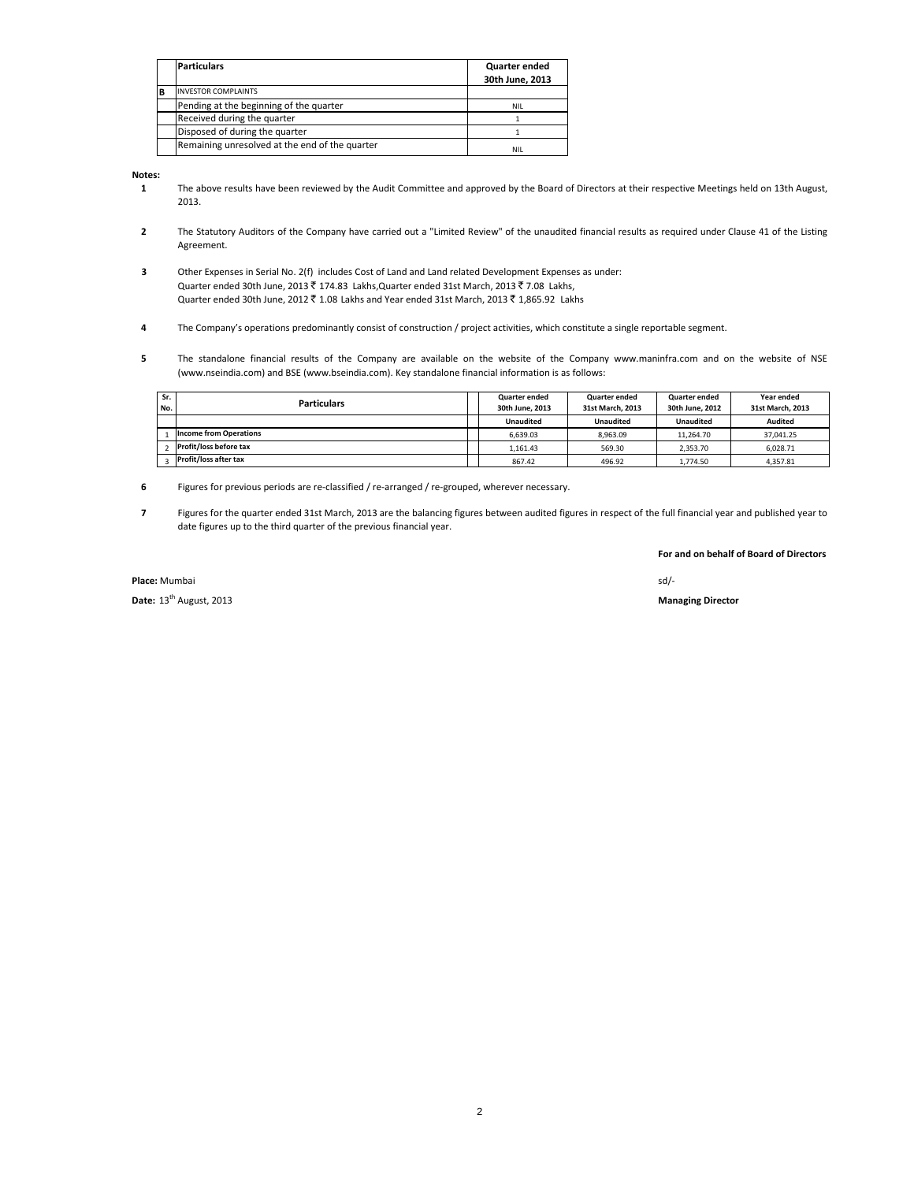| | Particulars | Quarter ended 30th June, 2013 |
|---|---|---|
| B | INVESTOR COMPLAINTS | |
| | Pending at the beginning of the quarter | NIL |
| | Received during the quarter | 1 |
| | Disposed of during the quarter | 1 |
| | Remaining unresolved at the end of the quarter | NIL |

**Notes:**

**1** The above results have been reviewed by the Audit Committee and approved by the Board of Directors at their respective Meetings held on 13th August, 2013.

**2** The Statutory Auditors of the Company have carried out a "Limited Review" of the unaudited financial results as required under Clause 41 of the Listing Agreement.

**3** Other Expenses in Serial No. 2(f) includes Cost of Land and Land related Development Expenses as under:
Quarter ended 30th June, 2013 ₹ 174.83 Lakhs,Quarter ended 31st March, 2013 ₹ 7.08 Lakhs,
Quarter ended 30th June, 2012 ₹ 1.08 Lakhs and Year ended 31st March, 2013 ₹ 1,865.92 Lakhs

**4** The Company's operations predominantly consist of construction / project activities, which constitute a single reportable segment.

**5** The standalone financial results of the Company are available on the website of the Company www.maninfra.com and on the website of NSE (www.nseindia.com) and BSE (www.bseindia.com). Key standalone financial information is as follows:

| Sr. No. | Particulars | Quarter ended 30th June, 2013 | Quarter ended 31st March, 2013 | Quarter ended 30th June, 2012 | Year ended 31st March, 2013 |
|---|---|---|---|---|---|
| | | Unaudited | Unaudited | Unaudited | Audited |
| 1 | Income from Operations | 6,639.03 | 8,963.09 | 11,264.70 | 37,041.25 |
| 2 | Profit/loss before tax | 1,161.43 | 569.30 | 2,353.70 | 6,028.71 |
| 3 | Profit/loss after tax | 867.42 | 496.92 | 1,774.50 | 4,357.81 |

**6** Figures for previous periods are re-classified / re-arranged / re-grouped, wherever necessary.

**7** Figures for the quarter ended 31st March, 2013 are the balancing figures between audited figures in respect of the full financial year and published year to date figures up to the third quarter of the previous financial year.

**For and on behalf of Board of Directors**

**Place:** Mumbai

sd/-

**Date:** 13th August, 2013

**Managing Director**